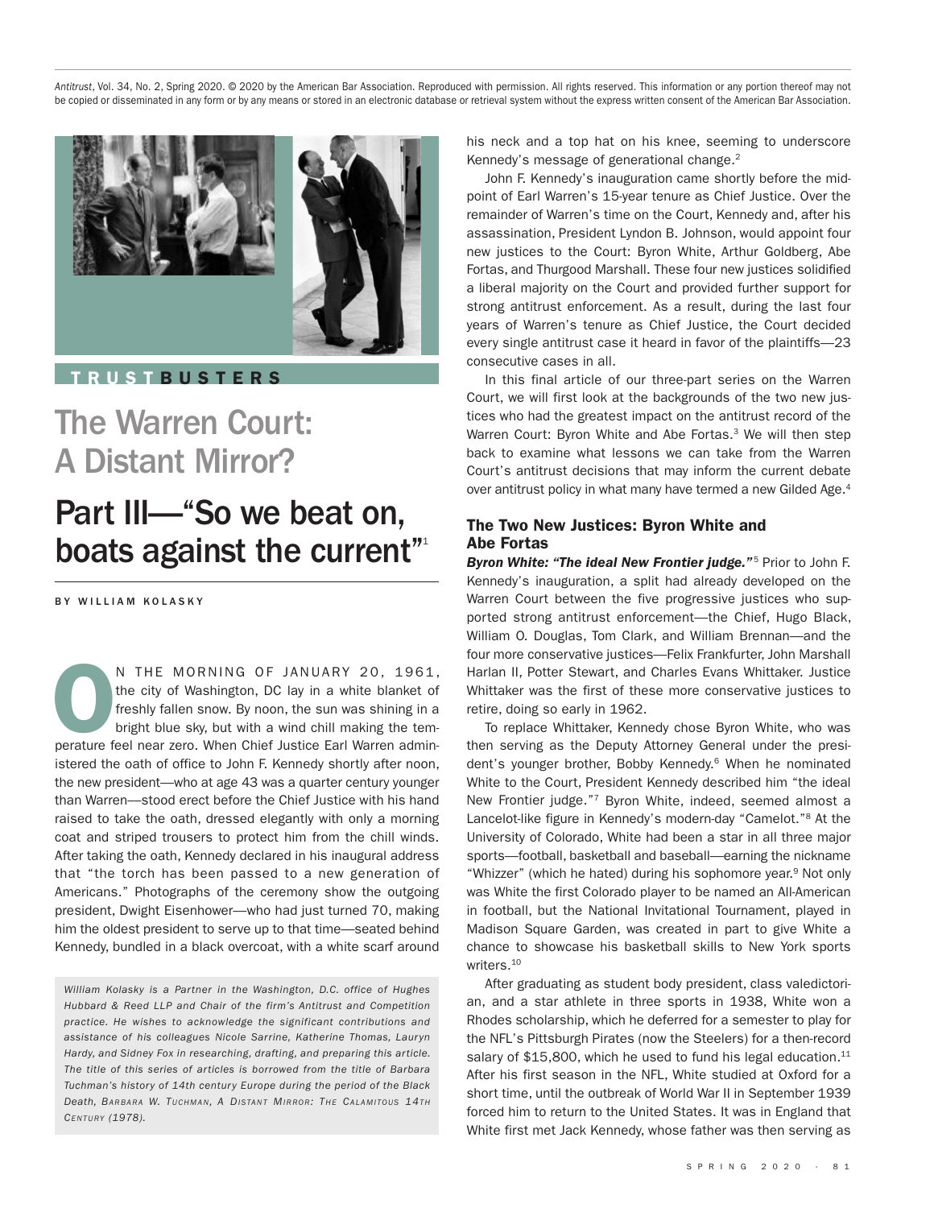*Antitrust*, Vol. 34, No. 2, Spring 2020. © 2020 by the American Bar Association. Reproduced with permission. All rights reserved. This information or any portion thereof may not be copied or disseminated in any form or by any means or stored in an electronic database or retrieval system without the express written consent of the American Bar Association.

TRUSTBUSTERS

# The Warren Court: A Distant Mirror?

# Part III—"So we beat on, boats against the current"[1]

BY WILLIAM KOLASKY

ON THE MORNING OF JANUARY 20, 1961, the city of Washington, DC lay in a white blanket of freshly fallen snow. By noon, the sun was shining in a bright blue sky, but with a wind chill making the temperature feel near zero. When Chief Justice Earl Warren administered the oath of office to John F. Kennedy shortly after noon, the new president—who at age 43 was a quarter century younger than Warren—stood erect before the Chief Justice with his hand raised to take the oath, dressed elegantly with only a morning coat and striped trousers to protect him from the chill winds. After taking the oath, Kennedy declared in his inaugural address that "the torch has been passed to a new generation of Americans." Photographs of the ceremony show the outgoing president, Dwight Eisenhower—who had just turned 70, making him the oldest president to serve up to that time—seated behind Kennedy, bundled in a black overcoat, with a white scarf around his neck and a top hat on his knee, seeming to underscore Kennedy's message of generational change.[2]

*William Kolasky is a Partner in the Washington, D.C. office of Hughes Hubbard & Reed LLP and Chair of the firm's Antitrust and Competition practice. He wishes to acknowledge the significant contributions and assistance of his colleagues Nicole Sarrine, Katherine Thomas, Lauryn Hardy, and Sidney Fox in researching, drafting, and preparing this article. The title of this series of articles is borrowed from the title of Barbara Tuchman's history of 14th century Europe during the period of the Black Death, BARBARA W. TUCHMAN, A DISTANT MIRROR: THE CALAMITOUS 14TH CENTURY (1978).*

John F. Kennedy's inauguration came shortly before the midpoint of Earl Warren's 15-year tenure as Chief Justice. Over the remainder of Warren's time on the Court, Kennedy and, after his assassination, President Lyndon B. Johnson, would appoint four new justices to the Court: Byron White, Arthur Goldberg, Abe Fortas, and Thurgood Marshall. These four new justices solidified a liberal majority on the Court and provided further support for strong antitrust enforcement. As a result, during the last four years of Warren's tenure as Chief Justice, the Court decided every single antitrust case it heard in favor of the plaintiffs—23 consecutive cases in all.

In this final article of our three-part series on the Warren Court, we will first look at the backgrounds of the two new justices who had the greatest impact on the antitrust record of the Warren Court: Byron White and Abe Fortas.[3] We will then step back to examine what lessons we can take from the Warren Court's antitrust decisions that may inform the current debate over antitrust policy in what many have termed a new Gilded Age.[4]

## The Two New Justices: Byron White and Abe Fortas

***Byron White: "The ideal New Frontier judge."***[5] Prior to John F. Kennedy's inauguration, a split had already developed on the Warren Court between the five progressive justices who supported strong antitrust enforcement—the Chief, Hugo Black, William O. Douglas, Tom Clark, and William Brennan—and the four more conservative justices—Felix Frankfurter, John Marshall Harlan II, Potter Stewart, and Charles Evans Whittaker. Justice Whittaker was the first of these more conservative justices to retire, doing so early in 1962.

To replace Whittaker, Kennedy chose Byron White, who was then serving as the Deputy Attorney General under the president's younger brother, Bobby Kennedy.[6] When he nominated White to the Court, President Kennedy described him "the ideal New Frontier judge."[7] Byron White, indeed, seemed almost a Lancelot-like figure in Kennedy's modern-day "Camelot."[8] At the University of Colorado, White had been a star in all three major sports—football, basketball and baseball—earning the nickname "Whizzer" (which he hated) during his sophomore year.[9] Not only was White the first Colorado player to be named an All-American in football, but the National Invitational Tournament, played in Madison Square Garden, was created in part to give White a chance to showcase his basketball skills to New York sports writers.[10]

After graduating as student body president, class valedictorian, and a star athlete in three sports in 1938, White won a Rhodes scholarship, which he deferred for a semester to play for the NFL's Pittsburgh Pirates (now the Steelers) for a then-record salary of $15,800, which he used to fund his legal education.[11] After his first season in the NFL, White studied at Oxford for a short time, until the outbreak of World War II in September 1939 forced him to return to the United States. It was in England that White first met Jack Kennedy, whose father was then serving as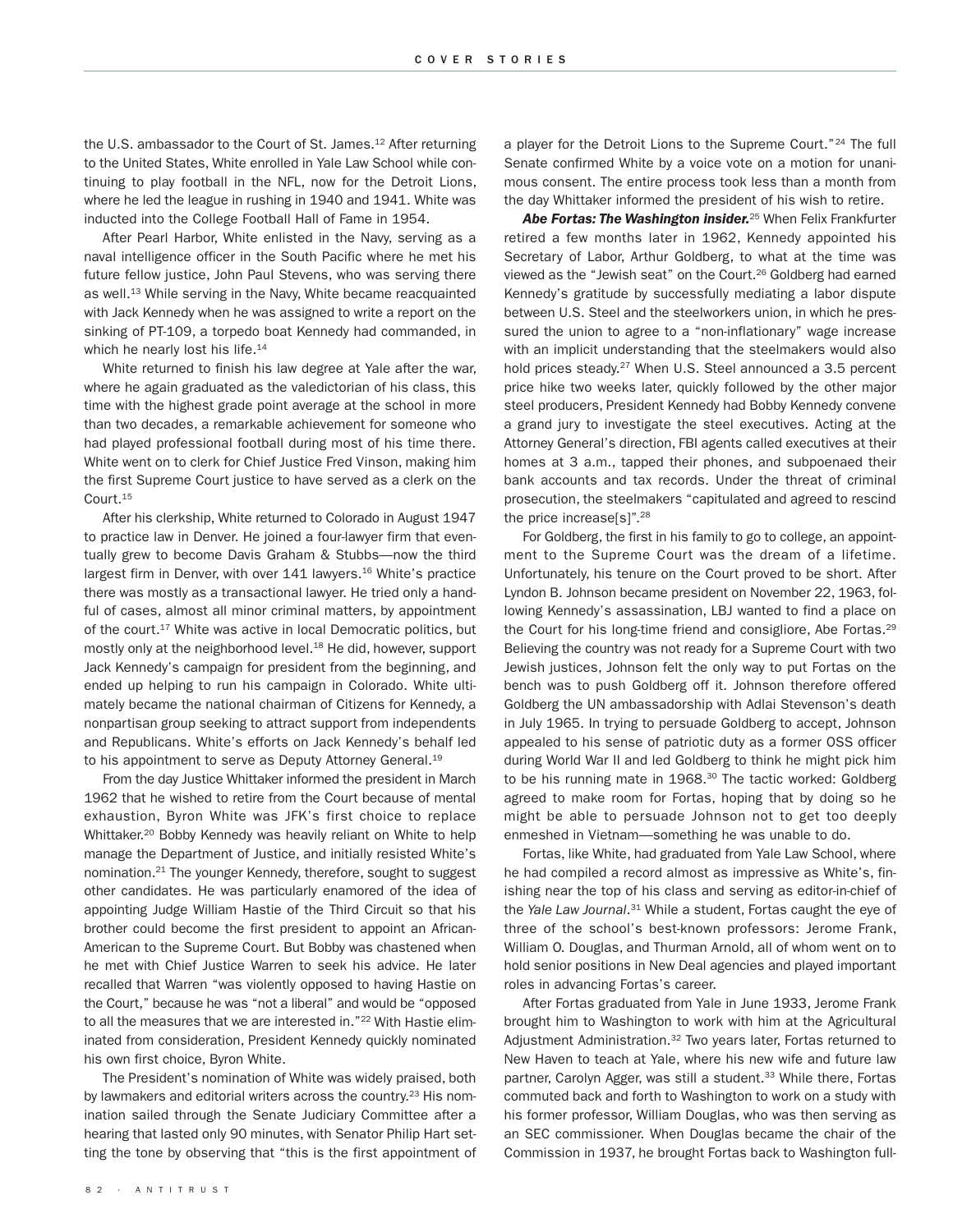the U.S. ambassador to the Court of St. James.[12] After returning to the United States, White enrolled in Yale Law School while continuing to play football in the NFL, now for the Detroit Lions, where he led the league in rushing in 1940 and 1941. White was inducted into the College Football Hall of Fame in 1954.

After Pearl Harbor, White enlisted in the Navy, serving as a naval intelligence officer in the South Pacific where he met his future fellow justice, John Paul Stevens, who was serving there as well.[13] While serving in the Navy, White became reacquainted with Jack Kennedy when he was assigned to write a report on the sinking of PT-109, a torpedo boat Kennedy had commanded, in which he nearly lost his life.[14]

White returned to finish his law degree at Yale after the war, where he again graduated as the valedictorian of his class, this time with the highest grade point average at the school in more than two decades, a remarkable achievement for someone who had played professional football during most of his time there. White went on to clerk for Chief Justice Fred Vinson, making him the first Supreme Court justice to have served as a clerk on the Court.[15]

After his clerkship, White returned to Colorado in August 1947 to practice law in Denver. He joined a four-lawyer firm that eventually grew to become Davis Graham & Stubbs—now the third largest firm in Denver, with over 141 lawyers.[16] White's practice there was mostly as a transactional lawyer. He tried only a handful of cases, almost all minor criminal matters, by appointment of the court.[17] White was active in local Democratic politics, but mostly only at the neighborhood level.[18] He did, however, support Jack Kennedy's campaign for president from the beginning, and ended up helping to run his campaign in Colorado. White ultimately became the national chairman of Citizens for Kennedy, a nonpartisan group seeking to attract support from independents and Republicans. White's efforts on Jack Kennedy's behalf led to his appointment to serve as Deputy Attorney General.[19]

From the day Justice Whittaker informed the president in March 1962 that he wished to retire from the Court because of mental exhaustion, Byron White was JFK's first choice to replace Whittaker.[20] Bobby Kennedy was heavily reliant on White to help manage the Department of Justice, and initially resisted White's nomination.[21] The younger Kennedy, therefore, sought to suggest other candidates. He was particularly enamored of the idea of appointing Judge William Hastie of the Third Circuit so that his brother could become the first president to appoint an African-American to the Supreme Court. But Bobby was chastened when he met with Chief Justice Warren to seek his advice. He later recalled that Warren "was violently opposed to having Hastie on the Court," because he was "not a liberal" and would be "opposed to all the measures that we are interested in."[22] With Hastie eliminated from consideration, President Kennedy quickly nominated his own first choice, Byron White.

The President's nomination of White was widely praised, both by lawmakers and editorial writers across the country.[23] His nomination sailed through the Senate Judiciary Committee after a hearing that lasted only 90 minutes, with Senator Philip Hart setting the tone by observing that "this is the first appointment of a player for the Detroit Lions to the Supreme Court."[24] The full Senate confirmed White by a voice vote on a motion for unanimous consent. The entire process took less than a month from the day Whittaker informed the president of his wish to retire.

***Abe Fortas: The Washington insider.***[25] When Felix Frankfurter retired a few months later in 1962, Kennedy appointed his Secretary of Labor, Arthur Goldberg, to what at the time was viewed as the "Jewish seat" on the Court.[26] Goldberg had earned Kennedy's gratitude by successfully mediating a labor dispute between U.S. Steel and the steelworkers union, in which he pressured the union to agree to a "non-inflationary" wage increase with an implicit understanding that the steelmakers would also hold prices steady.[27] When U.S. Steel announced a 3.5 percent price hike two weeks later, quickly followed by the other major steel producers, President Kennedy had Bobby Kennedy convene a grand jury to investigate the steel executives. Acting at the Attorney General's direction, FBI agents called executives at their homes at 3 a.m., tapped their phones, and subpoenaed their bank accounts and tax records. Under the threat of criminal prosecution, the steelmakers "capitulated and agreed to rescind the price increase[s]".[28]

For Goldberg, the first in his family to go to college, an appointment to the Supreme Court was the dream of a lifetime. Unfortunately, his tenure on the Court proved to be short. After Lyndon B. Johnson became president on November 22, 1963, following Kennedy's assassination, LBJ wanted to find a place on the Court for his long-time friend and consigliore, Abe Fortas.[29] Believing the country was not ready for a Supreme Court with two Jewish justices, Johnson felt the only way to put Fortas on the bench was to push Goldberg off it. Johnson therefore offered Goldberg the UN ambassadorship with Adlai Stevenson's death in July 1965. In trying to persuade Goldberg to accept, Johnson appealed to his sense of patriotic duty as a former OSS officer during World War II and led Goldberg to think he might pick him to be his running mate in 1968.[30] The tactic worked: Goldberg agreed to make room for Fortas, hoping that by doing so he might be able to persuade Johnson not to get too deeply enmeshed in Vietnam—something he was unable to do.

Fortas, like White, had graduated from Yale Law School, where he had compiled a record almost as impressive as White's, finishing near the top of his class and serving as editor-in-chief of the *Yale Law Journal*.[31] While a student, Fortas caught the eye of three of the school's best-known professors: Jerome Frank, William O. Douglas, and Thurman Arnold, all of whom went on to hold senior positions in New Deal agencies and played important roles in advancing Fortas's career.

After Fortas graduated from Yale in June 1933, Jerome Frank brought him to Washington to work with him at the Agricultural Adjustment Administration.[32] Two years later, Fortas returned to New Haven to teach at Yale, where his new wife and future law partner, Carolyn Agger, was still a student.[33] While there, Fortas commuted back and forth to Washington to work on a study with his former professor, William Douglas, who was then serving as an SEC commissioner. When Douglas became the chair of the Commission in 1937, he brought Fortas back to Washington full-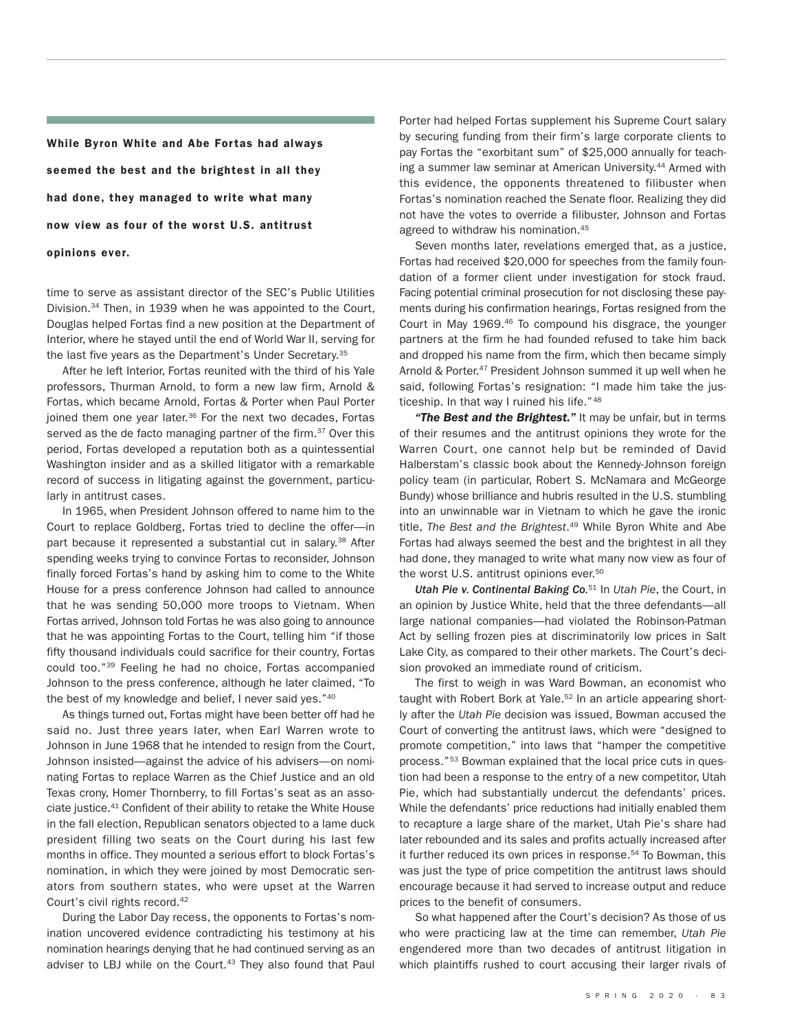**While Byron White and Abe Fortas had always seemed the best and the brightest in all they had done, they managed to write what many now view as four of the worst U.S. antitrust opinions ever.**

time to serve as assistant director of the SEC's Public Utilities Division.[34] Then, in 1939 when he was appointed to the Court, Douglas helped Fortas find a new position at the Department of Interior, where he stayed until the end of World War II, serving for the last five years as the Department's Under Secretary.[35]

After he left Interior, Fortas reunited with the third of his Yale professors, Thurman Arnold, to form a new law firm, Arnold & Fortas, which became Arnold, Fortas & Porter when Paul Porter joined them one year later.[36] For the next two decades, Fortas served as the de facto managing partner of the firm.[37] Over this period, Fortas developed a reputation both as a quintessential Washington insider and as a skilled litigator with a remarkable record of success in litigating against the government, particularly in antitrust cases.

In 1965, when President Johnson offered to name him to the Court to replace Goldberg, Fortas tried to decline the offer—in part because it represented a substantial cut in salary.[38] After spending weeks trying to convince Fortas to reconsider, Johnson finally forced Fortas's hand by asking him to come to the White House for a press conference Johnson had called to announce that he was sending 50,000 more troops to Vietnam. When Fortas arrived, Johnson told Fortas he was also going to announce that he was appointing Fortas to the Court, telling him "if those fifty thousand individuals could sacrifice for their country, Fortas could too."[39] Feeling he had no choice, Fortas accompanied Johnson to the press conference, although he later claimed, "To the best of my knowledge and belief, I never said yes."[40]

As things turned out, Fortas might have been better off had he said no. Just three years later, when Earl Warren wrote to Johnson in June 1968 that he intended to resign from the Court, Johnson insisted—against the advice of his advisers—on nominating Fortas to replace Warren as the Chief Justice and an old Texas crony, Homer Thornberry, to fill Fortas's seat as an associate justice.[41] Confident of their ability to retake the White House in the fall election, Republican senators objected to a lame duck president filling two seats on the Court during his last few months in office. They mounted a serious effort to block Fortas's nomination, in which they were joined by most Democratic senators from southern states, who were upset at the Warren Court's civil rights record.[42]

During the Labor Day recess, the opponents to Fortas's nomination uncovered evidence contradicting his testimony at his nomination hearings denying that he had continued serving as an adviser to LBJ while on the Court.[43] They also found that Paul Porter had helped Fortas supplement his Supreme Court salary by securing funding from their firm's large corporate clients to pay Fortas the "exorbitant sum" of $25,000 annually for teaching a summer law seminar at American University.[44] Armed with this evidence, the opponents threatened to filibuster when Fortas's nomination reached the Senate floor. Realizing they did not have the votes to override a filibuster, Johnson and Fortas agreed to withdraw his nomination.[45]

Seven months later, revelations emerged that, as a justice, Fortas had received $20,000 for speeches from the family foundation of a former client under investigation for stock fraud. Facing potential criminal prosecution for not disclosing these payments during his confirmation hearings, Fortas resigned from the Court in May 1969.[46] To compound his disgrace, the younger partners at the firm he had founded refused to take him back and dropped his name from the firm, which then became simply Arnold & Porter.[47] President Johnson summed it up well when he said, following Fortas's resignation: "I made him take the justiceship. In that way I ruined his life."[48]

***"The Best and the Brightest."*** It may be unfair, but in terms of their resumes and the antitrust opinions they wrote for the Warren Court, one cannot help but be reminded of David Halberstam's classic book about the Kennedy-Johnson foreign policy team (in particular, Robert S. McNamara and McGeorge Bundy) whose brilliance and hubris resulted in the U.S. stumbling into an unwinnable war in Vietnam to which he gave the ironic title, *The Best and the Brightest*.[49] While Byron White and Abe Fortas had always seemed the best and the brightest in all they had done, they managed to write what many now view as four of the worst U.S. antitrust opinions ever.[50]

***Utah Pie v. Continental Baking Co.***[51] In *Utah Pie*, the Court, in an opinion by Justice White, held that the three defendants—all large national companies—had violated the Robinson-Patman Act by selling frozen pies at discriminatorily low prices in Salt Lake City, as compared to their other markets. The Court's decision provoked an immediate round of criticism.

The first to weigh in was Ward Bowman, an economist who taught with Robert Bork at Yale.[52] In an article appearing shortly after the *Utah Pie* decision was issued, Bowman accused the Court of converting the antitrust laws, which were "designed to promote competition," into laws that "hamper the competitive process."[53] Bowman explained that the local price cuts in question had been a response to the entry of a new competitor, Utah Pie, which had substantially undercut the defendants' prices. While the defendants' price reductions had initially enabled them to recapture a large share of the market, Utah Pie's share had later rebounded and its sales and profits actually increased after it further reduced its own prices in response.[54] To Bowman, this was just the type of price competition the antitrust laws should encourage because it had served to increase output and reduce prices to the benefit of consumers.

So what happened after the Court's decision? As those of us who were practicing law at the time can remember, *Utah Pie* engendered more than two decades of antitrust litigation in which plaintiffs rushed to court accusing their larger rivals of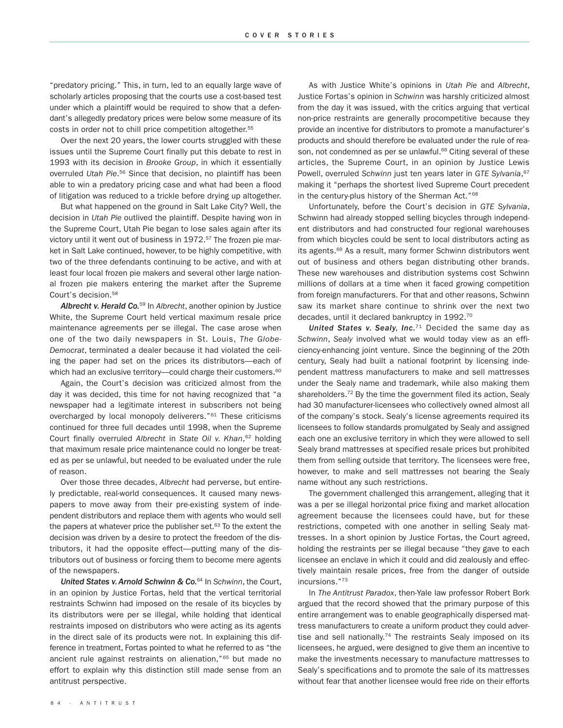"predatory pricing." This, in turn, led to an equally large wave of scholarly articles proposing that the courts use a cost-based test under which a plaintiff would be required to show that a defendant's allegedly predatory prices were below some measure of its costs in order not to chill price competition altogether.[55]

Over the next 20 years, the lower courts struggled with these issues until the Supreme Court finally put this debate to rest in 1993 with its decision in *Brooke Group*, in which it essentially overruled *Utah Pie*.[56] Since that decision, no plaintiff has been able to win a predatory pricing case and what had been a flood of litigation was reduced to a trickle before drying up altogether.

But what happened on the ground in Salt Lake City? Well, the decision in *Utah Pie* outlived the plaintiff. Despite having won in the Supreme Court, Utah Pie began to lose sales again after its victory until it went out of business in 1972.[57] The frozen pie market in Salt Lake continued, however, to be highly competitive, with two of the three defendants continuing to be active, and with at least four local frozen pie makers and several other large national frozen pie makers entering the market after the Supreme Court's decision.[58]

***Albrecht v. Herald Co.***[59] In *Albrecht*, another opinion by Justice White, the Supreme Court held vertical maximum resale price maintenance agreements per se illegal. The case arose when one of the two daily newspapers in St. Louis, *The Globe-Democrat*, terminated a dealer because it had violated the ceiling the paper had set on the prices its distributors—each of which had an exclusive territory—could charge their customers.[60]

Again, the Court's decision was criticized almost from the day it was decided, this time for not having recognized that "a newspaper had a legitimate interest in subscribers not being overcharged by local monopoly deliverers."[61] These criticisms continued for three full decades until 1998, when the Supreme Court finally overruled *Albrecht* in *State Oil v. Khan*,[62] holding that maximum resale price maintenance could no longer be treated as per se unlawful, but needed to be evaluated under the rule of reason.

Over those three decades, *Albrecht* had perverse, but entirely predictable, real-world consequences. It caused many newspapers to move away from their pre-existing system of independent distributors and replace them with agents who would sell the papers at whatever price the publisher set.[63] To the extent the decision was driven by a desire to protect the freedom of the distributors, it had the opposite effect—putting many of the distributors out of business or forcing them to become mere agents of the newspapers.

***United States v. Arnold Schwinn & Co.***[64] In *Schwinn*, the Court, in an opinion by Justice Fortas, held that the vertical territorial restraints Schwinn had imposed on the resale of its bicycles by its distributors were per se illegal, while holding that identical restraints imposed on distributors who were acting as its agents in the direct sale of its products were not. In explaining this difference in treatment, Fortas pointed to what he referred to as "the ancient rule against restraints on alienation,"[65] but made no effort to explain why this distinction still made sense from an antitrust perspective.

As with Justice White's opinions in *Utah Pie* and *Albrecht*, Justice Fortas's opinion in *Schwinn* was harshly criticized almost from the day it was issued, with the critics arguing that vertical non-price restraints are generally procompetitive because they provide an incentive for distributors to promote a manufacturer's products and should therefore be evaluated under the rule of reason, not condemned as per se unlawful.[66] Citing several of these articles, the Supreme Court, in an opinion by Justice Lewis Powell, overruled *Schwinn* just ten years later in *GTE Sylvania*,[67] making it "perhaps the shortest lived Supreme Court precedent in the century-plus history of the Sherman Act."[68]

Unfortunately, before the Court's decision in *GTE Sylvania*, Schwinn had already stopped selling bicycles through independent distributors and had constructed four regional warehouses from which bicycles could be sent to local distributors acting as its agents.[69] As a result, many former Schwinn distributors went out of business and others began distributing other brands. These new warehouses and distribution systems cost Schwinn millions of dollars at a time when it faced growing competition from foreign manufacturers. For that and other reasons, Schwinn saw its market share continue to shrink over the next two decades, until it declared bankruptcy in 1992.[70]

***United States v. Sealy, Inc.***[71] Decided the same day as *Schwinn*, *Sealy* involved what we would today view as an efficiency-enhancing joint venture. Since the beginning of the 20th century, Sealy had built a national footprint by licensing independent mattress manufacturers to make and sell mattresses under the Sealy name and trademark, while also making them shareholders.[72] By the time the government filed its action, Sealy had 30 manufacturer-licensees who collectively owned almost all of the company's stock. Sealy's license agreements required its licensees to follow standards promulgated by Sealy and assigned each one an exclusive territory in which they were allowed to sell Sealy brand mattresses at specified resale prices but prohibited them from selling outside that territory. The licensees were free, however, to make and sell mattresses not bearing the Sealy name without any such restrictions.

The government challenged this arrangement, alleging that it was a per se illegal horizontal price fixing and market allocation agreement because the licensees could have, but for these restrictions, competed with one another in selling Sealy mattresses. In a short opinion by Justice Fortas, the Court agreed, holding the restraints per se illegal because "they gave to each licensee an enclave in which it could and did zealously and effectively maintain resale prices, free from the danger of outside incursions."[73]

In *The Antitrust Paradox*, then-Yale law professor Robert Bork argued that the record showed that the primary purpose of this entire arrangement was to enable geographically dispersed mattress manufacturers to create a uniform product they could advertise and sell nationally.[74] The restraints Sealy imposed on its licensees, he argued, were designed to give them an incentive to make the investments necessary to manufacture mattresses to Sealy's specifications and to promote the sale of its mattresses without fear that another licensee would free ride on their efforts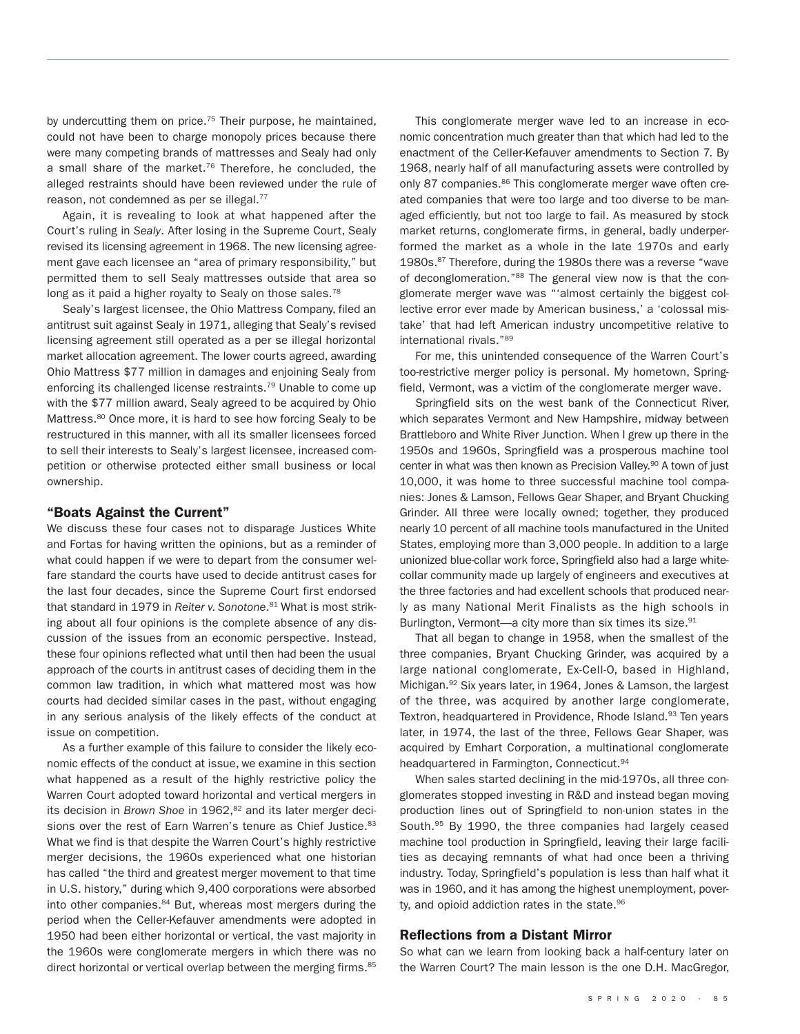by undercutting them on price.[75] Their purpose, he maintained, could not have been to charge monopoly prices because there were many competing brands of mattresses and Sealy had only a small share of the market.[76] Therefore, he concluded, the alleged restraints should have been reviewed under the rule of reason, not condemned as per se illegal.[77]

Again, it is revealing to look at what happened after the Court's ruling in *Sealy*. After losing in the Supreme Court, Sealy revised its licensing agreement in 1968. The new licensing agreement gave each licensee an "area of primary responsibility," but permitted them to sell Sealy mattresses outside that area so long as it paid a higher royalty to Sealy on those sales.[78]

Sealy's largest licensee, the Ohio Mattress Company, filed an antitrust suit against Sealy in 1971, alleging that Sealy's revised licensing agreement still operated as a per se illegal horizontal market allocation agreement. The lower courts agreed, awarding Ohio Mattress $77 million in damages and enjoining Sealy from enforcing its challenged license restraints.[79] Unable to come up with the $77 million award, Sealy agreed to be acquired by Ohio Mattress.[80] Once more, it is hard to see how forcing Sealy to be restructured in this manner, with all its smaller licensees forced to sell their interests to Sealy's largest licensee, increased competition or otherwise protected either small business or local ownership.

## "Boats Against the Current"

We discuss these four cases not to disparage Justices White and Fortas for having written the opinions, but as a reminder of what could happen if we were to depart from the consumer welfare standard the courts have used to decide antitrust cases for the last four decades, since the Supreme Court first endorsed that standard in 1979 in *Reiter v. Sonotone*.[81] What is most striking about all four opinions is the complete absence of any discussion of the issues from an economic perspective. Instead, these four opinions reflected what until then had been the usual approach of the courts in antitrust cases of deciding them in the common law tradition, in which what mattered most was how courts had decided similar cases in the past, without engaging in any serious analysis of the likely effects of the conduct at issue on competition.

As a further example of this failure to consider the likely economic effects of the conduct at issue, we examine in this section what happened as a result of the highly restrictive policy the Warren Court adopted toward horizontal and vertical mergers in its decision in *Brown Shoe* in 1962,[82] and its later merger decisions over the rest of Earn Warren's tenure as Chief Justice.[83] What we find is that despite the Warren Court's highly restrictive merger decisions, the 1960s experienced what one historian has called "the third and greatest merger movement to that time in U.S. history," during which 9,400 corporations were absorbed into other companies.[84] But, whereas most mergers during the period when the Celler-Kefauver amendments were adopted in 1950 had been either horizontal or vertical, the vast majority in the 1960s were conglomerate mergers in which there was no direct horizontal or vertical overlap between the merging firms.[85]

This conglomerate merger wave led to an increase in economic concentration much greater than that which had led to the enactment of the Celler-Kefauver amendments to Section 7. By 1968, nearly half of all manufacturing assets were controlled by only 87 companies.[86] This conglomerate merger wave often created companies that were too large and too diverse to be managed efficiently, but not too large to fail. As measured by stock market returns, conglomerate firms, in general, badly underperformed the market as a whole in the late 1970s and early 1980s.[87] Therefore, during the 1980s there was a reverse "wave of deconglomeration."[88] The general view now is that the conglomerate merger wave was "'almost certainly the biggest collective error ever made by American business,' a 'colossal mistake' that had left American industry uncompetitive relative to international rivals."[89]

For me, this unintended consequence of the Warren Court's too-restrictive merger policy is personal. My hometown, Springfield, Vermont, was a victim of the conglomerate merger wave.

Springfield sits on the west bank of the Connecticut River, which separates Vermont and New Hampshire, midway between Brattleboro and White River Junction. When I grew up there in the 1950s and 1960s, Springfield was a prosperous machine tool center in what was then known as Precision Valley.[90] A town of just 10,000, it was home to three successful machine tool companies: Jones & Lamson, Fellows Gear Shaper, and Bryant Chucking Grinder. All three were locally owned; together, they produced nearly 10 percent of all machine tools manufactured in the United States, employing more than 3,000 people. In addition to a large unionized blue-collar work force, Springfield also had a large white-collar community made up largely of engineers and executives at the three factories and had excellent schools that produced nearly as many National Merit Finalists as the high schools in Burlington, Vermont—a city more than six times its size.[91]

That all began to change in 1958, when the smallest of the three companies, Bryant Chucking Grinder, was acquired by a large national conglomerate, Ex-Cell-O, based in Highland, Michigan.[92] Six years later, in 1964, Jones & Lamson, the largest of the three, was acquired by another large conglomerate, Textron, headquartered in Providence, Rhode Island.[93] Ten years later, in 1974, the last of the three, Fellows Gear Shaper, was acquired by Emhart Corporation, a multinational conglomerate headquartered in Farmington, Connecticut.[94]

When sales started declining in the mid-1970s, all three conglomerates stopped investing in R&D and instead began moving production lines out of Springfield to non-union states in the South.[95] By 1990, the three companies had largely ceased machine tool production in Springfield, leaving their large facilities as decaying remnants of what had once been a thriving industry. Today, Springfield's population is less than half what it was in 1960, and it has among the highest unemployment, poverty, and opioid addiction rates in the state.[96]

## Reflections from a Distant Mirror

So what can we learn from looking back a half-century later on the Warren Court? The main lesson is the one D.H. MacGregor,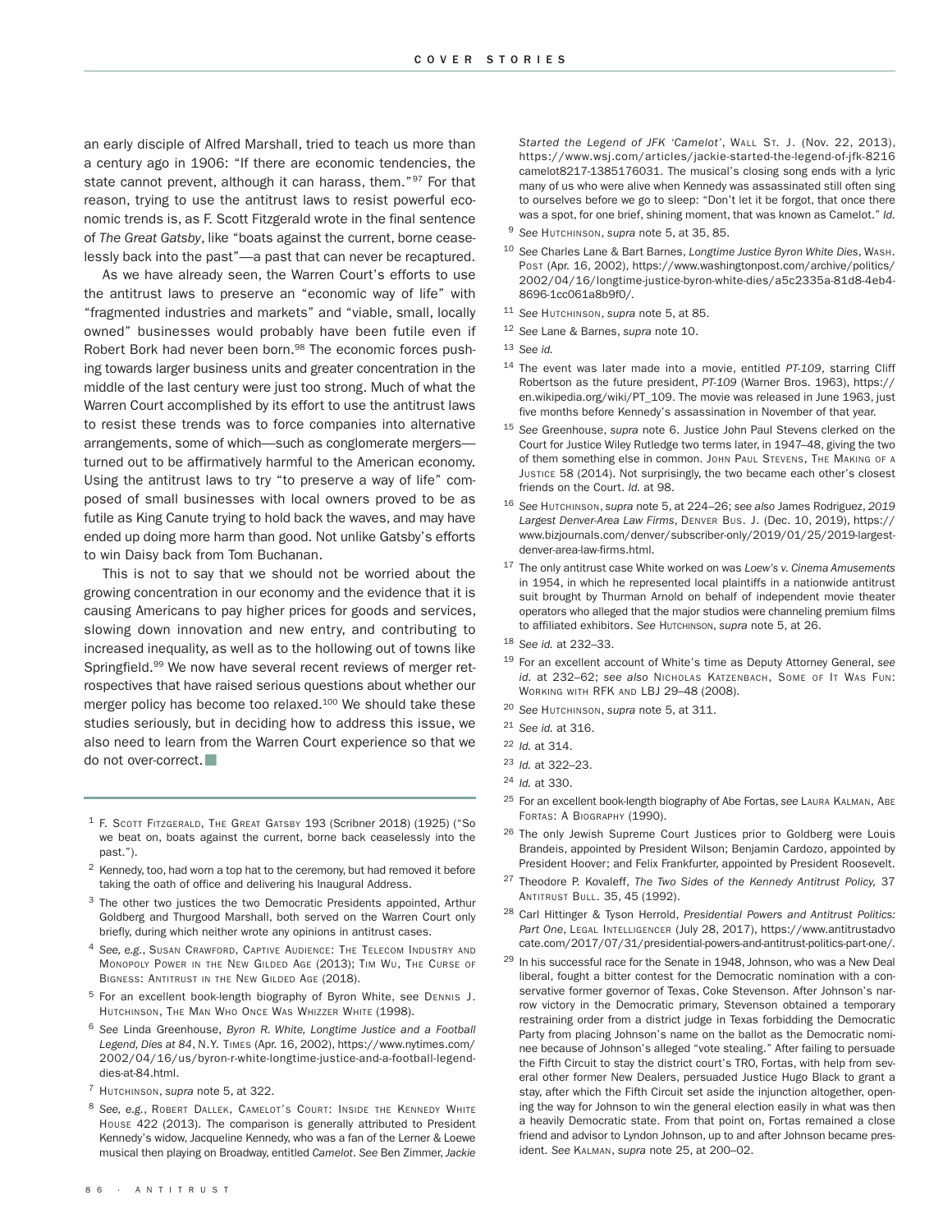an early disciple of Alfred Marshall, tried to teach us more than a century ago in 1906: "If there are economic tendencies, the state cannot prevent, although it can harass, them."[97] For that reason, trying to use the antitrust laws to resist powerful economic trends is, as F. Scott Fitzgerald wrote in the final sentence of *The Great Gatsby*, like "boats against the current, borne ceaselessly back into the past"—a past that can never be recaptured.

As we have already seen, the Warren Court's efforts to use the antitrust laws to preserve an "economic way of life" with "fragmented industries and markets" and "viable, small, locally owned" businesses would probably have been futile even if Robert Bork had never been born.[98] The economic forces pushing towards larger business units and greater concentration in the middle of the last century were just too strong. Much of what the Warren Court accomplished by its effort to use the antitrust laws to resist these trends was to force companies into alternative arrangements, some of which—such as conglomerate mergers—turned out to be affirmatively harmful to the American economy. Using the antitrust laws to try "to preserve a way of life" composed of small businesses with local owners proved to be as futile as King Canute trying to hold back the waves, and may have ended up doing more harm than good. Not unlike Gatsby's efforts to win Daisy back from Tom Buchanan.

This is not to say that we should not be worried about the growing concentration in our economy and the evidence that it is causing Americans to pay higher prices for goods and services, slowing down innovation and new entry, and contributing to increased inequality, as well as to the hollowing out of towns like Springfield.[99] We now have several recent reviews of merger retrospectives that have raised serious questions about whether our merger policy has become too relaxed.[100] We should take these studies seriously, but in deciding how to address this issue, we also need to learn from the Warren Court experience so that we do not over-correct. ■

---

[1] F. Scott Fitzgerald, The Great Gatsby 193 (Scribner 2018) (1925) ("So we beat on, boats against the current, borne back ceaselessly into the past.").

[2] Kennedy, too, had worn a top hat to the ceremony, but had removed it before taking the oath of office and delivering his Inaugural Address.

[3] The other two justices the two Democratic Presidents appointed, Arthur Goldberg and Thurgood Marshall, both served on the Warren Court only briefly, during which neither wrote any opinions in antitrust cases.

[4] *See, e.g.*, Susan Crawford, Captive Audience: The Telecom Industry and Monopoly Power in the New Gilded Age (2013); Tim Wu, The Curse of Bigness: Antitrust in the New Gilded Age (2018).

[5] For an excellent book-length biography of Byron White, see Dennis J. Hutchinson, The Man Who Once Was Whizzer White (1998).

[6] *See* Linda Greenhouse, *Byron R. White, Longtime Justice and a Football Legend, Dies at 84*, N.Y. Times (Apr. 16, 2002), https://www.nytimes.com/2002/04/16/us/byron-r-white-longtime-justice-and-a-football-legend-dies-at-84.html.

[7] Hutchinson, *supra* note 5, at 322.

[8] *See, e.g.*, Robert Dallek, Camelot's Court: Inside the Kennedy White House 422 (2013). The comparison is generally attributed to President Kennedy's widow, Jacqueline Kennedy, who was a fan of the Lerner & Loewe musical then playing on Broadway, entitled *Camelot*. *See* Ben Zimmer, *Jackie Started the Legend of JFK 'Camelot'*, Wall St. J. (Nov. 22, 2013), https://www.wsj.com/articles/jackie-started-the-legend-of-jfk-8216camelot8217-1385176031. The musical's closing song ends with a lyric many of us who were alive when Kennedy was assassinated still often sing to ourselves before we go to sleep: "Don't let it be forgot, that once there was a spot, for one brief, shining moment, that was known as Camelot." *Id.*

[9] *See* Hutchinson, *supra* note 5, at 35, 85.

[10] *See* Charles Lane & Bart Barnes, *Longtime Justice Byron White Dies*, Wash. Post (Apr. 16, 2002), https://www.washingtonpost.com/archive/politics/2002/04/16/longtime-justice-byron-white-dies/a5c2335a-81d8-4eb4-8696-1cc061a8b9f0/.

[11] *See* Hutchinson, *supra* note 5, at 85.

[12] *See* Lane & Barnes, *supra* note 10.

[13] *See id.*

[14] The event was later made into a movie, entitled *PT-109*, starring Cliff Robertson as the future president, *PT-109* (Warner Bros. 1963), https://en.wikipedia.org/wiki/PT_109. The movie was released in June 1963, just five months before Kennedy's assassination in November of that year.

[15] *See* Greenhouse, *supra* note 6. Justice John Paul Stevens clerked on the Court for Justice Wiley Rutledge two terms later, in 1947–48, giving the two of them something else in common. John Paul Stevens, The Making of a Justice 58 (2014). Not surprisingly, the two became each other's closest friends on the Court. *Id.* at 98.

[16] *See* Hutchinson, *supra* note 5, at 224–26; *see also* James Rodriguez, *2019 Largest Denver-Area Law Firms*, Denver Bus. J. (Dec. 10, 2019), https://www.bizjournals.com/denver/subscriber-only/2019/01/25/2019-largest-denver-area-law-firms.html.

[17] The only antitrust case White worked on was *Loew's v. Cinema Amusements* in 1954, in which he represented local plaintiffs in a nationwide antitrust suit brought by Thurman Arnold on behalf of independent movie theater operators who alleged that the major studios were channeling premium films to affiliated exhibitors. *See* Hutchinson, *supra* note 5, at 26.

[18] *See id.* at 232–33.

[19] For an excellent account of White's time as Deputy Attorney General, *see id.* at 232–62; *see also* Nicholas Katzenbach, Some of It Was Fun: Working with RFK and LBJ 29–48 (2008).

[20] *See* Hutchinson, *supra* note 5, at 311.

[21] *See id.* at 316.

[22] *Id.* at 314.

[23] *Id.* at 322–23.

[24] *Id.* at 330.

[25] For an excellent book-length biography of Abe Fortas, *see* Laura Kalman, Abe Fortas: A Biography (1990).

[26] The only Jewish Supreme Court Justices prior to Goldberg were Louis Brandeis, appointed by President Wilson; Benjamin Cardozo, appointed by President Hoover; and Felix Frankfurter, appointed by President Roosevelt.

[27] Theodore P. Kovaleff, *The Two Sides of the Kennedy Antitrust Policy*, 37 Antitrust Bull. 35, 45 (1992).

[28] Carl Hittinger & Tyson Herrold, *Presidential Powers and Antitrust Politics: Part One*, Legal Intelligencer (July 28, 2017), https://www.antitrustadvocate.com/2017/07/31/presidential-powers-and-antitrust-politics-part-one/.

[29] In his successful race for the Senate in 1948, Johnson, who was a New Deal liberal, fought a bitter contest for the Democratic nomination with a conservative former governor of Texas, Coke Stevenson. After Johnson's narrow victory in the Democratic primary, Stevenson obtained a temporary restraining order from a district judge in Texas forbidding the Democratic Party from placing Johnson's name on the ballot as the Democratic nominee because of Johnson's alleged "vote stealing." After failing to persuade the Fifth Circuit to stay the district court's TRO, Fortas, with help from several other former New Dealers, persuaded Justice Hugo Black to grant a stay, after which the Fifth Circuit set aside the injunction altogether, opening the way for Johnson to win the general election easily in what was then a heavily Democratic state. From that point on, Fortas remained a close friend and advisor to Lyndon Johnson, up to and after Johnson became president. *See* Kalman, *supra* note 25, at 200–02.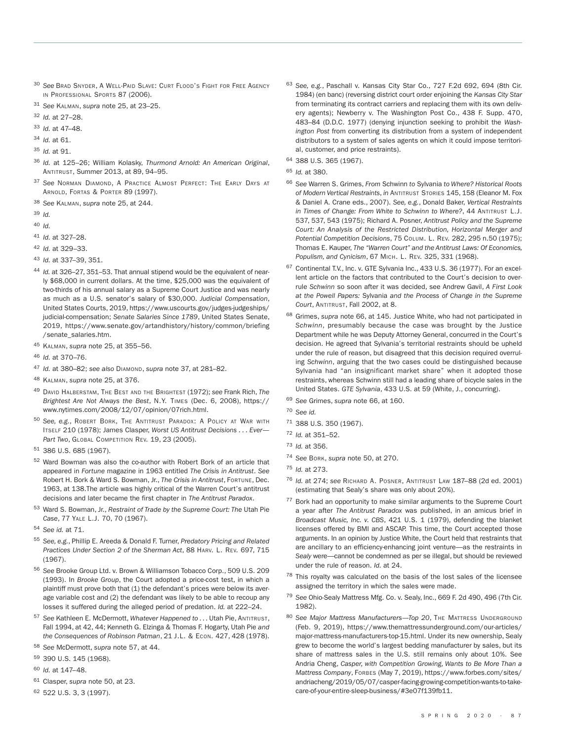[30] *See* Brad Snyder, A Well-Paid Slave: Curt Flood's Fight for Free Agency in Professional Sports 87 (2006).

[31] *See* Kalman, *supra* note 25, at 23–25.

[32] *Id.* at 27–28.

[33] *Id.* at 47–48.

[34] *Id.* at 61.

[35] *Id.* at 91.

[36] *Id.* at 125–26; William Kolasky, *Thurmond Arnold: An American Original*, Antitrust, Summer 2013, at 89, 94–95.

[37] *See* Norman Diamond, A Practice Almost Perfect: The Early Days at Arnold, Fortas & Porter 89 (1997).

[38] *See* Kalman, *supra* note 25, at 244.

[39] *Id.*

[40] *Id.*

[41] *Id.* at 327–28.

[42] *Id.* at 329–33.

[43] *Id.* at 337–39, 351.

[44] *Id.* at 326–27, 351–53. That annual stipend would be the equivalent of nearly $68,000 in current dollars. At the time, $25,000 was the equivalent of two-thirds of his annual salary as a Supreme Court Justice and was nearly as much as a U.S. senator's salary of $30,000. *Judicial Compensation*, United States Courts, 2019, https://www.uscourts.gov/judges-judgeships/judicial-compensation; *Senate Salaries Since 1789*, United States Senate, 2019, https://www.senate.gov/artandhistory/history/common/briefing/senate_salaries.htm.

[45] Kalman, *supra* note 25, at 355–56.

[46] *Id.* at 370–76.

[47] *Id.* at 380–82; *see also* Diamond, *supra* note 37, at 281–82.

[48] Kalman, *supra* note 25, at 376.

[49] David Halberstam, The Best and the Brightest (1972); *see* Frank Rich, *The Brightest Are Not Always the Best*, N.Y. Times (Dec. 6, 2008), https://www.nytimes.com/2008/12/07/opinion/07rich.html.

[50] *See, e.g.*, Robert Bork, The Antitrust Paradox: A Policy at War with Itself 210 (1978); James Clasper, *Worst US Antitrust Decisions . . . Ever—Part Two*, Global Competition Rev. 19, 23 (2005).

[51] 386 U.S. 685 (1967).

[52] Ward Bowman was also the co-author with Robert Bork of an article that appeared in *Fortune* magazine in 1963 entitled *The Crisis in Antitrust*. *See* Robert H. Bork & Ward S. Bowman, Jr., *The Crisis in Antitrust*, Fortune, Dec. 1963, at 138.The article was highly critical of the Warren Court's antitrust decisions and later became the first chapter in *The Antitrust Paradox*.

[53] Ward S. Bowman, Jr., *Restraint of Trade by the Supreme Court: The* Utah Pie *Case*, 77 Yale L.J. 70, 70 (1967).

[54] *See id.* at 71.

[55] *See, e.g.*, Phillip E. Areeda & Donald F. Turner, *Predatory Pricing and Related Practices Under Section 2 of the Sherman Act*, 88 Harv. L. Rev. 697, 715 (1967).

[56] *See* Brooke Group Ltd. v. Brown & Williamson Tobacco Corp., 509 U.S. 209 (1993). In *Brooke Group*, the Court adopted a price-cost test, in which a plaintiff must prove both that (1) the defendant's prices were below its average variable cost and (2) the defendant was likely to be able to recoup any losses it suffered during the alleged period of predation. *Id.* at 222–24.

[57] *See* Kathleen E. McDermott, *Whatever Happened to . . .* Utah Pie, Antitrust, Fall 1994, at 42, 44; Kenneth G. Elzinga & Thomas F. Hogarty, Utah Pie *and the Consequences of Robinson Patman*, 21 J.L. & Econ. 427, 428 (1978).

[58] *See* McDermott, *supra* note 57, at 44.

[59] 390 U.S. 145 (1968).

[60] *Id.* at 147–48.

[61] Clasper, *supra* note 50, at 23.

[62] 522 U.S. 3, 3 (1997).

[63] *See, e.g.*, Paschall v. Kansas City Star Co., 727 F.2d 692, 694 (8th Cir. 1984) (en banc) (reversing district court order enjoining the *Kansas City Star* from terminating its contract carriers and replacing them with its own delivery agents); Newberry v. The Washington Post Co., 438 F. Supp. 470, 483–84 (D.D.C. 1977) (denying injunction seeking to prohibit the *Washington Post* from converting its distribution from a system of independent distributors to a system of sales agents on which it could impose territorial, customer, and price restraints).

[64] 388 U.S. 365 (1967).

[65] *Id.* at 380.

[66] *See* Warren S. Grimes, *From* Schwinn *to* Sylvania *to Where? Historical Roots of Modern Vertical Restraints*, *in* Antitrust Stories 145, 158 (Eleanor M. Fox & Daniel A. Crane eds., 2007). *See, e.g.*, Donald Baker, *Vertical Restraints in Times of Change: From White to Schwinn to Where?*, 44 Antitrust L.J. 537, 537, 543 (1975); Richard A. Posner, *Antitrust Policy and the Supreme Court: An Analysis of the Restricted Distribution, Horizontal Merger and Potential Competition Decisions*, 75 Colum. L. Rev. 282, 295 n.50 (1975); Thomas E. Kauper, *The "Warren Court" and the Antitrust Laws: Of Economics, Populism, and Cynicism*, 67 Mich. L. Rev. 325, 331 (1968).

[67] Continental T.V., Inc. v. GTE Sylvania Inc., 433 U.S. 36 (1977). For an excellent article on the factors that contributed to the Court's decision to overrule *Schwinn* so soon after it was decided, see Andrew Gavil, *A First Look at the Powell Papers:* Sylvania *and the Process of Change in the Supreme Court*, Antitrust, Fall 2002, at 8.

[68] Grimes, *supra* note 66, at 145. Justice White, who had not participated in *Schwinn*, presumably because the case was brought by the Justice Department while he was Deputy Attorney General, concurred in the Court's decision. He agreed that Sylvania's territorial restraints should be upheld under the rule of reason, but disagreed that this decision required overruling *Schwinn*, arguing that the two cases could be distinguished because Sylvania had "an insignificant market share" when it adopted those restraints, whereas Schwinn still had a leading share of bicycle sales in the United States. *GTE Sylvania*, 433 U.S. at 59 (White, J., concurring).

[69] *See* Grimes, *supra* note 66, at 160.

[70] *See id.*

[71] 388 U.S. 350 (1967).

[72] *Id.* at 351–52.

[73] *Id.* at 356.

[74] *See* Bork, *supra* note 50, at 270.

[75] *Id.* at 273.

[76] *Id.* at 274; *see* Richard A. Posner, Antitrust Law 187–88 (2d ed. 2001) (estimating that Sealy's share was only about 20%).

[77] Bork had an opportunity to make similar arguments to the Supreme Court a year after *The Antitrust Paradox* was published, in an amicus brief in *Broadcast Music, Inc. v. CBS*, 421 U.S. 1 (1979), defending the blanket licenses offered by BMI and ASCAP. This time, the Court accepted those arguments. In an opinion by Justice White, the Court held that restraints that are ancillary to an efficiency-enhancing joint venture—as the restraints in *Sealy* were—cannot be condemned as per se illegal, but should be reviewed under the rule of reason. *Id.* at 24.

[78] This royalty was calculated on the basis of the lost sales of the licensee assigned the territory in which the sales were made.

[79] *See* Ohio-Sealy Mattress Mfg. Co. v. Sealy, Inc., 669 F. 2d 490, 496 (7th Cir. 1982).

[80] *See Major Mattress Manufacturers—Top 20*, The Mattress Underground (Feb. 9, 2019), https://www.themattressunderground.com/our-articles/major-mattress-manufacturers-top-15.html. Under its new ownership, Sealy grew to become the world's largest bedding manufacturer by sales, but its share of mattress sales in the U.S. still remains only about 10%. See Andria Cheng, *Casper, with Competition Growing, Wants to Be More Than a Mattress Company*, Forbes (May 7, 2019), https://www.forbes.com/sites/andriacheng/2019/05/07/casper-facing-growing-competition-wants-to-take-care-of-your-entire-sleep-business/#3e07f139fb11.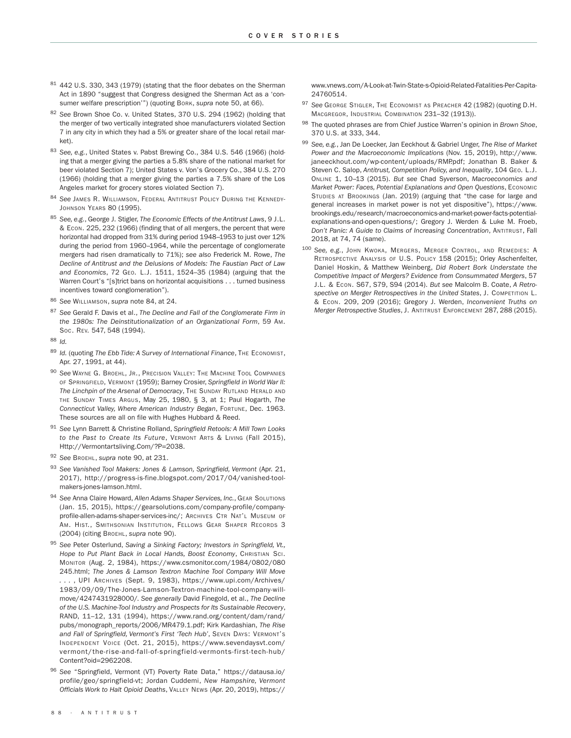[81] 442 U.S. 330, 343 (1979) (stating that the floor debates on the Sherman Act in 1890 "suggest that Congress designed the Sherman Act as a 'consumer welfare prescription'") (quoting Bork, *supra* note 50, at 66).

[82] *See* Brown Shoe Co. v. United States, 370 U.S. 294 (1962) (holding that the merger of two vertically integrated shoe manufacturers violated Section 7 in any city in which they had a 5% or greater share of the local retail market).

[83] *See, e.g.*, United States v. Pabst Brewing Co., 384 U.S. 546 (1966) (holding that a merger giving the parties a 5.8% share of the national market for beer violated Section 7); United States v. Von's Grocery Co., 384 U.S. 270 (1966) (holding that a merger giving the parties a 7.5% share of the Los Angeles market for grocery stores violated Section 7).

[84] *See* James R. Williamson, Federal Antitrust Policy During the Kennedy-Johnson Years 80 (1995).

[85] *See, e.g.*, George J. Stigler, *The Economic Effects of the Antitrust Laws*, 9 J.L. & Econ. 225, 232 (1966) (finding that of all mergers, the percent that were horizontal had dropped from 31% during period 1948–1953 to just over 12% during the period from 1960–1964, while the percentage of conglomerate mergers had risen dramatically to 71%); *see also* Frederick M. Rowe, *The Decline of Antitrust and the Delusions of Models: The Faustian Pact of Law and Economics*, 72 Geo. L.J. 1511, 1524–35 (1984) (arguing that the Warren Court's "[s]trict bans on horizontal acquisitions . . . turned business incentives toward conglomeration").

[86] *See* Williamson, *supra* note 84, at 24.

[87] *See* Gerald F. Davis et al., *The Decline and Fall of the Conglomerate Firm in the 1980s: The Deinstitutionalization of an Organizational Form*, 59 Am. Soc. Rev. 547, 548 (1994).

[88] *Id.*

[89] *Id.* (quoting *The Ebb Tide: A Survey of International Finance*, The Economist, Apr. 27, 1991, at 44).

[90] *See* Wayne G. Broehl, Jr., Precision Valley: The Machine Tool Companies of Springfield, Vermont (1959); Barney Crosier, *Springfield in World War II: The Linchpin of the Arsenal of Democracy*, The Sunday Rutland Herald and the Sunday Times Argus, May 25, 1980, § 3, at 1; Paul Hogarth, *The Connecticut Valley, Where American Industry Began*, Fortune, Dec. 1963. These sources are all on file with Hughes Hubbard & Reed.

[91] *See* Lynn Barrett & Christine Rolland, *Springfield Retools: A Mill Town Looks to the Past to Create Its Future*, Vermont Arts & Living (Fall 2015), Http://Vermontartsliving.Com/?P=2038.

[92] *See* Broehl, *supra* note 90, at 231.

[93] *See Vanished Tool Makers: Jones & Lamson, Springfield, Vermont* (Apr. 21, 2017), http://progress-is-fine.blogspot.com/2017/04/vanished-tool-makers-jones-lamson.html.

[94] *See* Anna Claire Howard, *Allen Adams Shaper Services, Inc.*, Gear Solutions (Jan. 15, 2015), https://gearsolutions.com/company-profile/company-profile-allen-adams-shaper-services-inc/; Archives Ctr Nat'l Museum of Am. Hist., Smithsonian Institution, Fellows Gear Shaper Records 3 (2004) (citing Broehl, *supra* note 90).

[95] *See* Peter Osterlund, *Saving a Sinking Factory; Investors in Springfield, Vt., Hope to Put Plant Back in Local Hands, Boost Economy*, Christian Sci. Monitor (Aug. 2, 1984), https://www.csmonitor.com/1984/0802/080245.html; *The Jones & Lamson Textron Machine Tool Company Will Move . . .* , UPI Archives (Sept. 9, 1983), https://www.upi.com/Archives/1983/09/09/The-Jones-Lamson-Textron-machine-tool-company-will-move/4247431928000/. *See generally* David Finegold, et al., *The Decline of the U.S. Machine-Tool Industry and Prospects for Its Sustainable Recovery*, RAND, 11–12, 131 (1994), https://www.rand.org/content/dam/rand/pubs/monograph_reports/2006/MR479.1.pdf; Kirk Kardashian, *The Rise and Fall of Springfield, Vermont's First 'Tech Hub'*, Seven Days: Vermont's Independent Voice (Oct. 21, 2015), https://www.sevendaysvt.com/vermont/the-rise-and-fall-of-springfield-vermonts-first-tech-hub/Content?oid=2962208.

[96] *See* "Springfield, Vermont (VT) Poverty Rate Data," https://datausa.io/profile/geo/springfield-vt; Jordan Cuddemi, *New Hampshire, Vermont Officials Work to Halt Opioid Deaths*, Valley News (Apr. 20, 2019), https://www.vnews.com/A-Look-at-Twin-State-s-Opioid-Related-Fatalities-Per-Capita-24760514.

[97] *See* George Stigler, The Economist as Preacher 42 (1982) (quoting D.H. Macgregor, Industrial Combination 231–32 (1913)).

[98] The quoted phrases are from Chief Justice Warren's opinion in *Brown Shoe*, 370 U.S. at 333, 344.

[99] *See, e.g.*, Jan De Loecker, Jan Eeckhout & Gabriel Unger, *The Rise of Market Power and the Macroeconomic Implications* (Nov. 15, 2019), http://www.janeeckhout.com/wp-content/uploads/RMP.pdf; Jonathan B. Baker & Steven C. Salop, *Antitrust, Competition Policy, and Inequality*, 104 Geo. L.J. Online 1, 10–13 (2015). *But see* Chad Syverson, *Macroeconomics and Market Power: Faces, Potential Explanations and Open Questions*, Economic Studies at Brookings (Jan. 2019) (arguing that "the case for large and general increases in market power is not yet dispositive"), https://www.brookings.edu/research/macroeconomics-and-market-power-facts-potential-explanations-and-open-questions/; Gregory J. Werden & Luke M. Froeb, *Don't Panic: A Guide to Claims of Increasing Concentration*, Antitrust, Fall 2018, at 74, 74 (same).

[100] *See, e.g.*, John Kwoka, Mergers, Merger Control, and Remedies: A Retrospective Analysis of U.S. Policy 158 (2015); Orley Aschenfelter, Daniel Hoskin, & Matthew Weinberg, *Did Robert Bork Understate the Competitive Impact of Mergers? Evidence from Consummated Mergers*, 57 J.L. & Econ. S67, S79, S94 (2014). *But see* Malcolm B. Coate, *A Retrospective on Merger Retrospectives in the United States*, J. Competition L. & Econ. 209, 209 (2016); Gregory J. Werden, *Inconvenient Truths on Merger Retrospective Studies*, J. Antitrust Enforcement 287, 288 (2015).